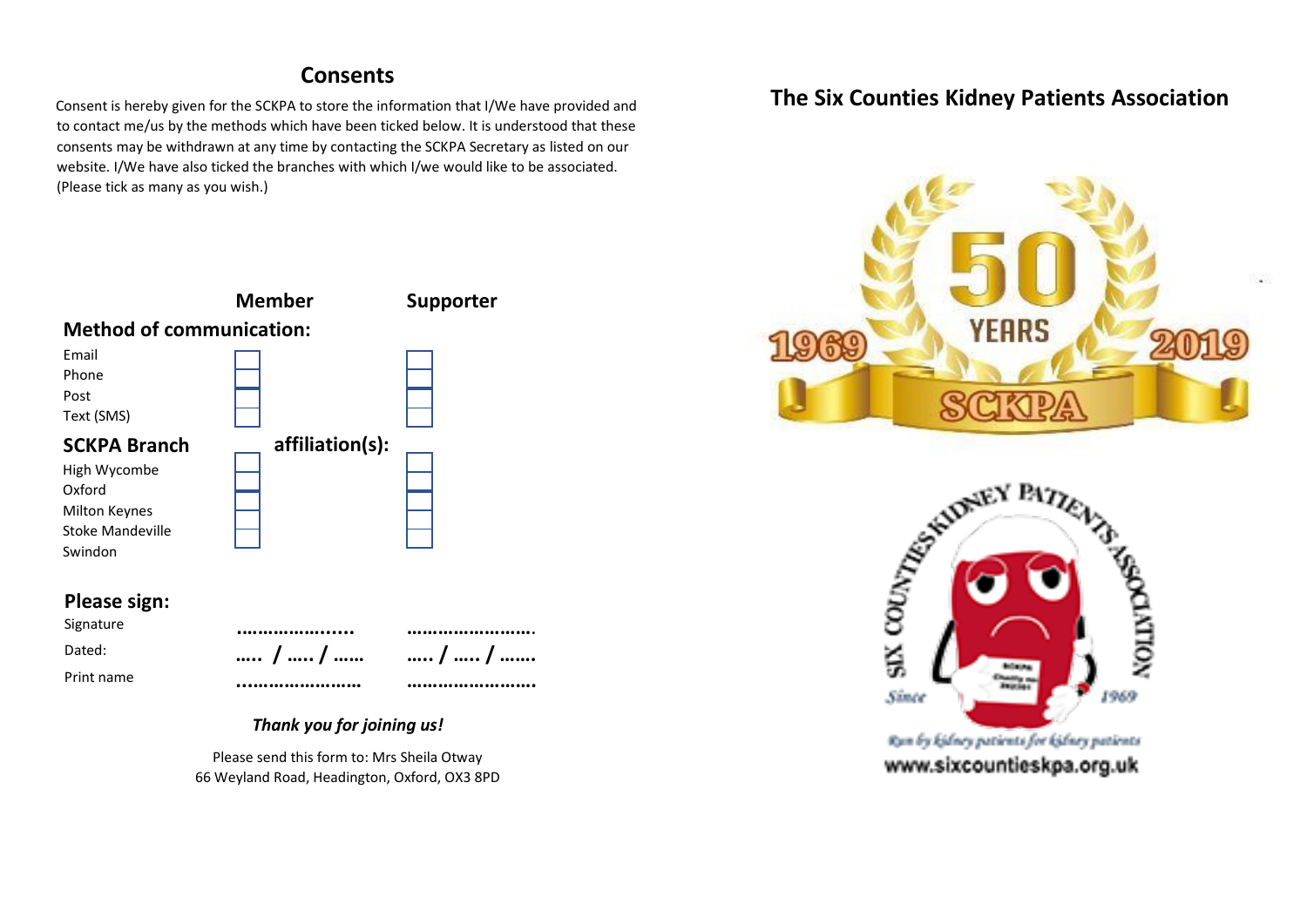## Consents

Consent is hereby given for the SCKPA to store the information that I/We have provided and to contact me/us by the methods which have been ticked below. It is understood that these consents may be withdrawn at any time by contacting the SCKPA Secretary as listed on our website. I/We have also ticked the branches with which I/we would like to be associated. (Please tick as many as you wish.)

| | **Member** | **Supporter** |
|---|---|---|
| **Method of communication:** | | |
| Email | ☐ | ☐ |
| Phone | ☐ | ☐ |
| Post | ☐ | ☐ |
| Text (SMS) | ☐ | ☐ |
| **SCKPA Branch affiliation(s):** | | |
| High Wycombe | ☐ | ☐ |
| Oxford | ☐ | ☐ |
| Milton Keynes | ☐ | ☐ |
| Stoke Mandeville | ☐ | ☐ |
| Swindon | ☐ | ☐ |

### Please sign:

| | | |
|---|---|---|
| Signature | ………………….. | ……………………. |
| Dated: | ….. / ….. / …… | ….. / ….. / ……. |
| Print name | …………………… | ……………………. |

***Thank you for joining us!***

Please send this form to: Mrs Sheila Otway
66 Weyland Road, Headington, Oxford, OX3 8PD

## The Six Counties Kidney Patients Association

1969 50 YEARS 2019
SCKPA

SIX COUNTIES KIDNEY PATIENTS ASSOCIATION
Since 1969

Run by kidney patients for kidney patients

www.sixcountieskpa.org.uk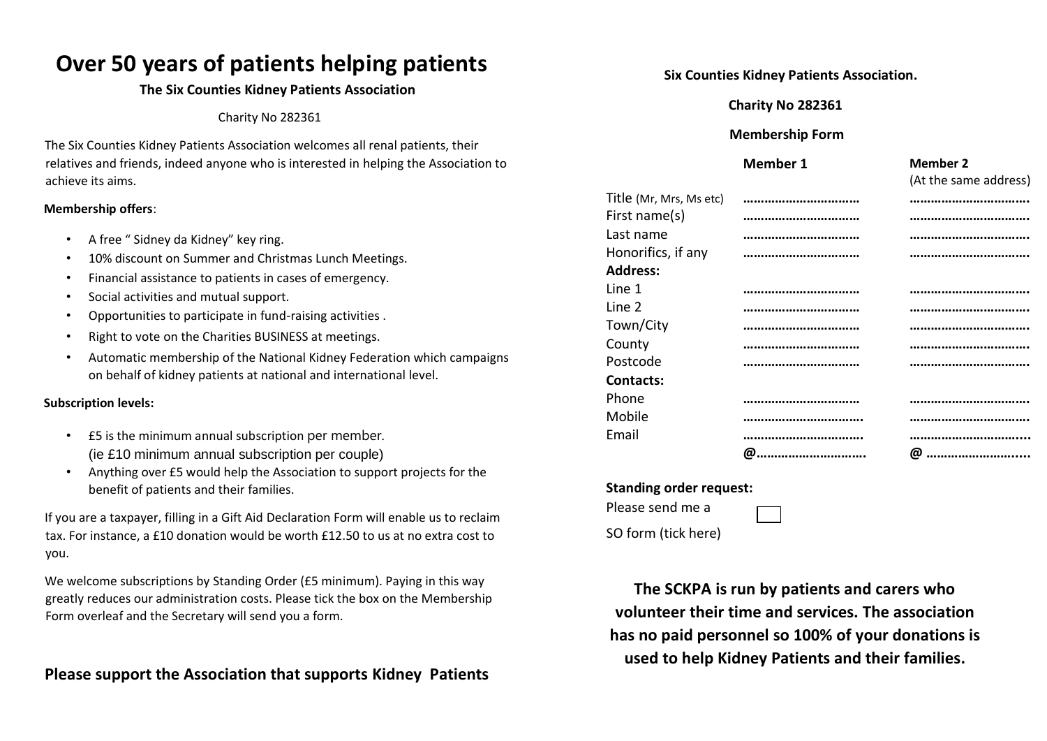# Over 50 years of patients helping patients

**The Six Counties Kidney Patients Association**

Charity No 282361

The Six Counties Kidney Patients Association welcomes all renal patients, their relatives and friends, indeed anyone who is interested in helping the Association to achieve its aims.

**Membership offers**:

- A free " Sidney da Kidney" key ring.
- 10% discount on Summer and Christmas Lunch Meetings.
- Financial assistance to patients in cases of emergency.
- Social activities and mutual support.
- Opportunities to participate in fund-raising activities .
- Right to vote on the Charities BUSINESS at meetings.
- Automatic membership of the National Kidney Federation which campaigns on behalf of kidney patients at national and international level.

**Subscription levels:**

- £5 is the minimum annual subscription per member. (ie £10 minimum annual subscription per couple)
- Anything over £5 would help the Association to support projects for the benefit of patients and their families.

If you are a taxpayer, filling in a Gift Aid Declaration Form will enable us to reclaim tax. For instance, a £10 donation would be worth £12.50 to us at no extra cost to you.

We welcome subscriptions by Standing Order (£5 minimum). Paying in this way greatly reduces our administration costs. Please tick the box on the Membership Form overleaf and the Secretary will send you a form.

### Please support the Association that supports Kidney Patients

**Six Counties Kidney Patients Association.**

**Charity No 282361**

**Membership Form**

| | Member 1 | Member 2 (At the same address) |
|---|---|---|
| Title (Mr, Mrs, Ms etc) | …………………………… | …………………………… |
| First name(s) | …………………………… | …………………………… |
| Last name | …………………………… | …………………………… |
| Honorifics, if any | …………………………… | …………………………… |
| **Address:** | | |
| Line 1 | …………………………… | …………………………… |
| Line 2 | …………………………… | …………………………… |
| Town/City | …………………………… | …………………………… |
| County | …………………………… | …………………………… |
| Postcode | …………………………… | …………………………… |
| **Contacts:** | | |
| Phone | …………………………… | …………………………… |
| Mobile | …………………………… | …………………………… |
| Email | …………………………… | …………………………… |
| | @………………………… | @ ………………………… |

**Standing order request:**

Please send me a SO form (tick here) ☐

**The SCKPA is run by patients and carers who volunteer their time and services. The association has no paid personnel so 100% of your donations is used to help Kidney Patients and their families.**